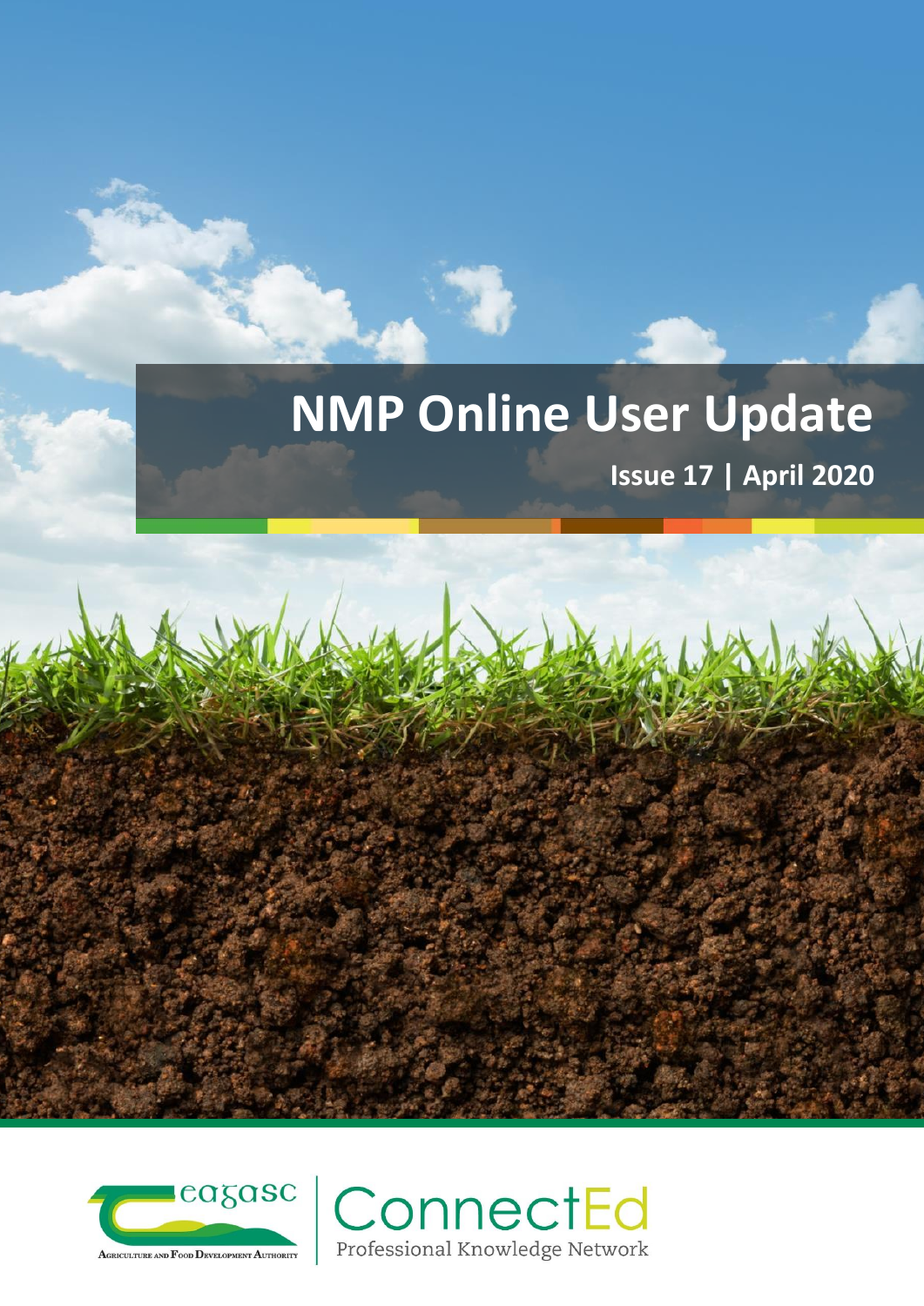# NMP Online User Update

**Issue 17 | April 2020**

Teagasc — Agriculture and Food Development Authority

ConnectEd — Professional Knowledge Network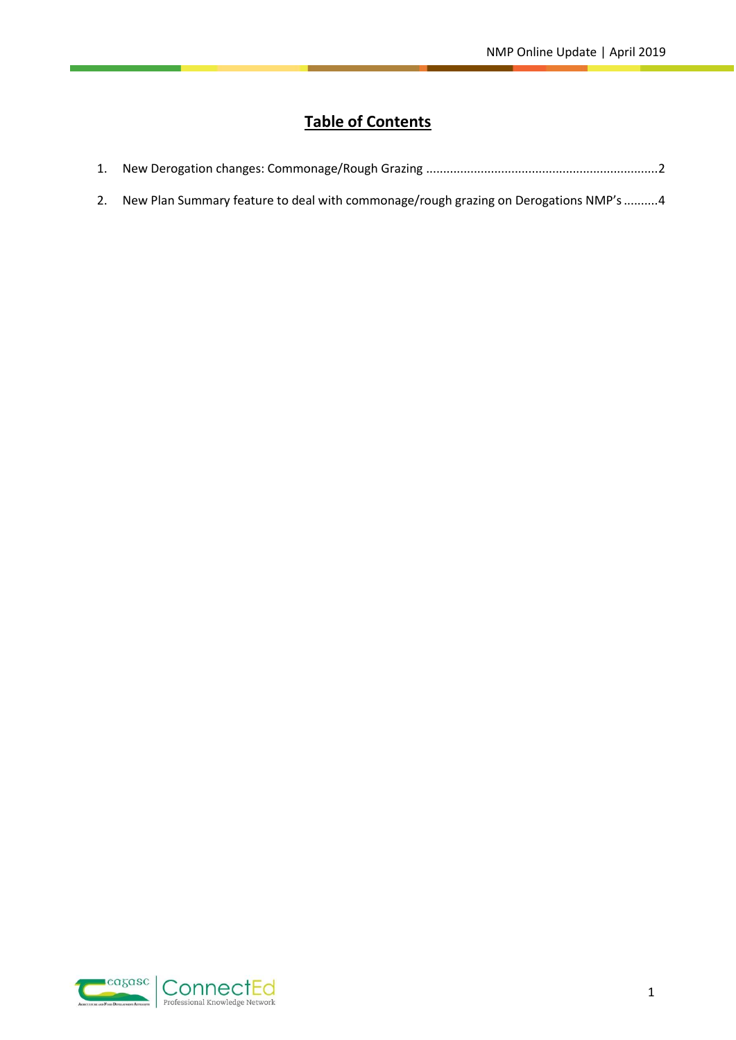# Table of Contents

1. New Derogation changes: Commonage/Rough Grazing ....................................................................2
2. New Plan Summary feature to deal with commonage/rough grazing on Derogations NMP's ..........4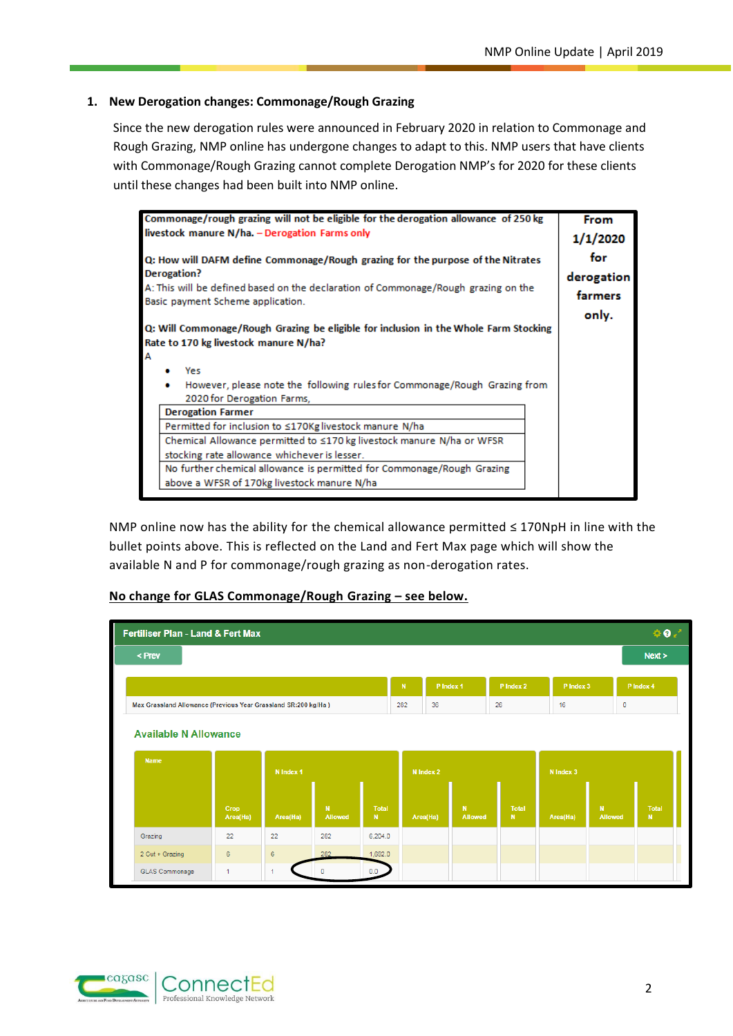## 1. New Derogation changes: Commonage/Rough Grazing

Since the new derogation rules were announced in February 2020 in relation to Commonage and Rough Grazing, NMP online has undergone changes to adapt to this. NMP users that have clients with Commonage/Rough Grazing cannot complete Derogation NMP's for 2020 for these clients until these changes had been built into NMP online.

| Commonage/rough grazing will not be eligible for the derogation allowance of 250 kg livestock manure N/ha. – Derogation Farms only | From 1/1/2020 for derogation farmers only. |
|---|---|

**Q: How will DAFM define Commonage/Rough grazing for the purpose of the Nitrates Derogation?**

A: This will be defined based on the declaration of Commonage/Rough grazing on the Basic payment Scheme application.

**Q: Will Commonage/Rough Grazing be eligible for inclusion in the Whole Farm Stocking Rate to 170 kg livestock manure N/ha?**

A

- Yes
- However, please note the following rules for Commonage/Rough Grazing from 2020 for Derogation Farms,

| Derogation Farmer |
|---|
| Permitted for inclusion to ≤170Kg livestock manure N/ha |
| Chemical Allowance permitted to ≤170 kg livestock manure N/ha or WFSR stocking rate allowance whichever is lesser. |
| No further chemical allowance is permitted for Commonage/Rough Grazing above a WFSR of 170kg livestock manure N/ha |

NMP online now has the ability for the chemical allowance permitted ≤ 170NpH in line with the bullet points above. This is reflected on the Land and Fert Max page which will show the available N and P for commonage/rough grazing as non-derogation rates.

**No change for GLAS Commonage/Rough Grazing – see below.**

**Fertiliser Plan - Land & Fert Max**

< Prev | Next >

| | N | P Index 1 | P Index 2 | P Index 3 | P Index 4 |
|---|---|---|---|---|---|
| Max Grassland Allowance (Previous Year Grassland SR:200 kg/Ha ) | 282 | 36 | 26 | 16 | 0 |

**Available N Allowance**

| Name | Crop Area(Ha) | N Index 1 | | | N Index 2 | | | N Index 3 | | |
|---|---|---|---|---|---|---|---|---|---|---|
| | | Area(Ha) | N Allowed | Total N | Area(Ha) | N Allowed | Total N | Area(Ha) | N Allowed | Total N |
| Grazing | 22 | 22 | 282 | 6,204.0 | | | | | | |
| 2 Cut + Grazing | 6 | 6 | 282 | 1,692.0 | | | | | | |
| GLAS Commonage | 1 | 1 | 0 | 0.0 | | | | | | |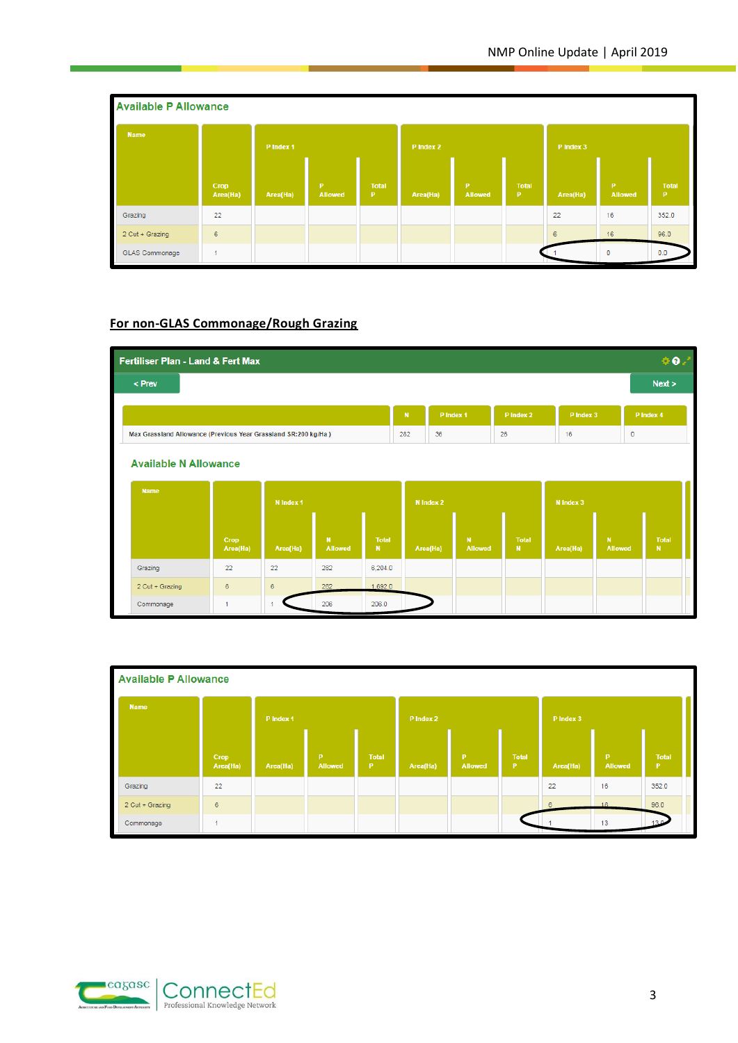**Available P Allowance**

| Name | Crop Area(Ha) | P Index 1 | | | P Index 2 | | | P Index 3 | | |
|---|---|---|---|---|---|---|---|---|---|---|
| | | Area(Ha) | P Allowed | Total P | Area(Ha) | P Allowed | Total P | Area(Ha) | P Allowed | Total P |
| Grazing | 22 | | | | | | | 22 | 16 | 352.0 |
| 2 Cut + Grazing | 6 | | | | | | | 6 | 16 | 96.0 |
| GLAS Commonage | 1 | | | | | | | 1 | 0 | 0.0 |

## For non-GLAS Commonage/Rough Grazing

**Fertiliser Plan - Land & Fert Max**

< Prev    Next >

| | N | P Index 1 | P Index 2 | P Index 3 | P Index 4 |
|---|---|---|---|---|---|
| Max Grassland Allowance (Previous Year Grassland SR:200 kg/Ha ) | 282 | 36 | 25 | 16 | 0 |

**Available N Allowance**

| Name | Crop Area(Ha) | N Index 1 | | | N Index 2 | | | N Index 3 | | |
|---|---|---|---|---|---|---|---|---|---|---|
| | | Area(Ha) | N Allowed | Total N | Area(Ha) | N Allowed | Total N | Area(Ha) | N Allowed | Total N |
| Grazing | 22 | 22 | 282 | 6,204.0 | | | | | | |
| 2 Cut + Grazing | 6 | 6 | 282 | 1,692.0 | | | | | | |
| Commonage | 1 | 1 | 206 | 206.0 | | | | | | |

**Available P Allowance**

| Name | Crop Area(Ha) | P Index 1 | | | P Index 2 | | | P Index 3 | | |
|---|---|---|---|---|---|---|---|---|---|---|
| | | Area(Ha) | P Allowed | Total P | Area(Ha) | P Allowed | Total P | Area(Ha) | P Allowed | Total P |
| Grazing | 22 | | | | | | | 22 | 16 | 352.0 |
| 2 Cut + Grazing | 6 | | | | | | | 6 | 16 | 96.0 |
| Commonage | 1 | | | | | | | 1 | 13 | 13.0 |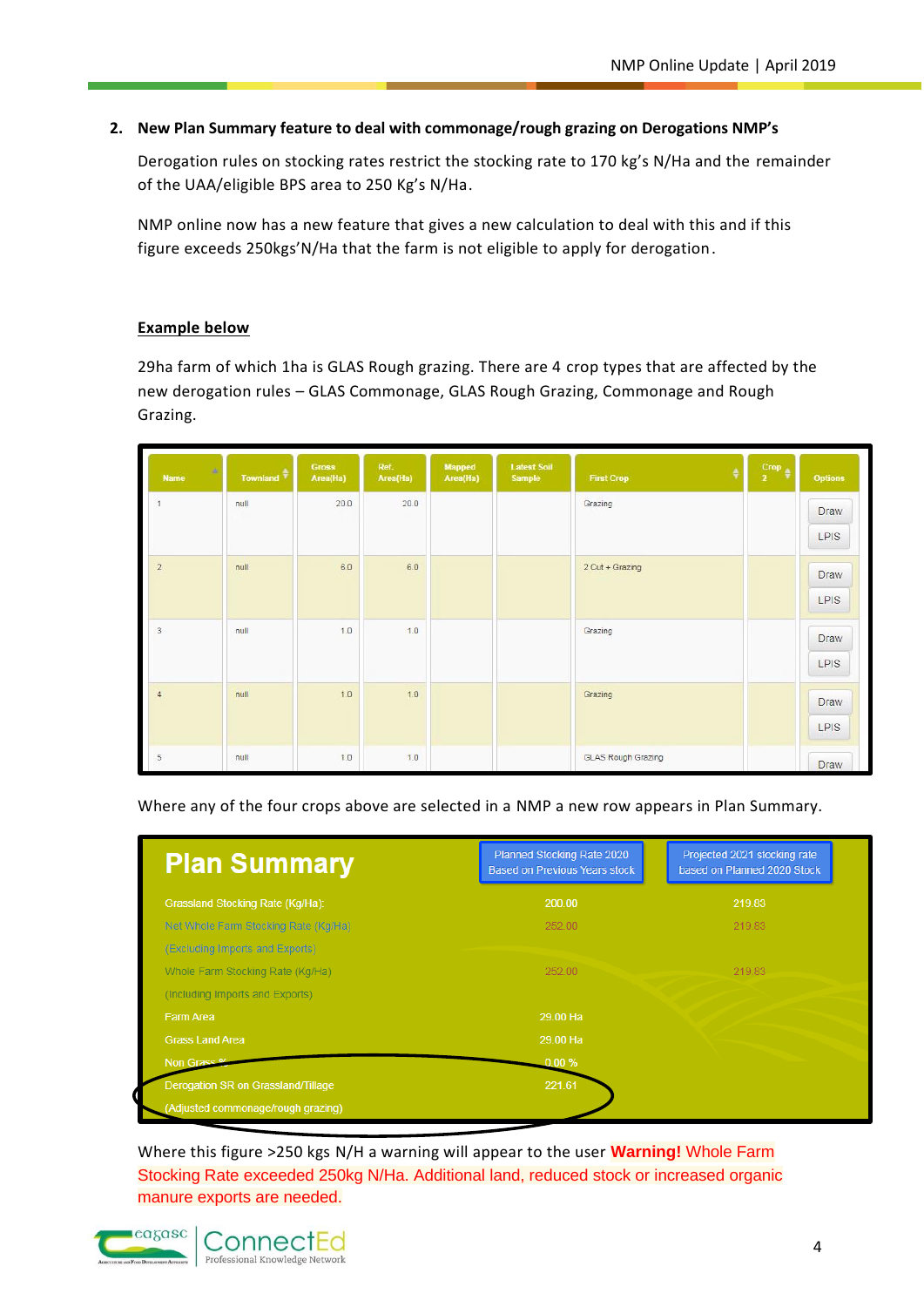## 2. New Plan Summary feature to deal with commonage/rough grazing on Derogations NMP's

Derogation rules on stocking rates restrict the stocking rate to 170 kg's N/Ha and the remainder of the UAA/eligible BPS area to 250 Kg's N/Ha.

NMP online now has a new feature that gives a new calculation to deal with this and if this figure exceeds 250kgs'N/Ha that the farm is not eligible to apply for derogation.

**Example below**

29ha farm of which 1ha is GLAS Rough grazing. There are 4 crop types that are affected by the new derogation rules – GLAS Commonage, GLAS Rough Grazing, Commonage and Rough Grazing.

| Name | Townland | Gross Area(Ha) | Ref. Area(Ha) | Mapped Area(Ha) | Latest Soil Sample | First Crop | Crop 2 | Options |
|---|---|---|---|---|---|---|---|---|
| 1 | null | 20.0 | 20.0 | | | Grazing | | Draw LPIS |
| 2 | null | 6.0 | 6.0 | | | 2 Cut + Grazing | | Draw LPIS |
| 3 | null | 1.0 | 1.0 | | | Grazing | | Draw LPIS |
| 4 | null | 1.0 | 1.0 | | | Grazing | | Draw LPIS |
| 5 | null | 1.0 | 1.0 | | | GLAS Rough Grazing | | Draw |

Where any of the four crops above are selected in a NMP a new row appears in Plan Summary.

| Plan Summary | Planned Stocking Rate 2020 Based on Previous Years stock | Projected 2021 stocking rate based on Planned 2020 Stock |
|---|---|---|
| Grassland Stocking Rate (Kg/Ha): | 200.00 | 219.83 |
| Net Whole Farm Stocking Rate (Kg/Ha) (Excluding Imports and Exports) | 252.00 | 219.83 |
| Whole Farm Stocking Rate (Kg/Ha) (Including Imports and Exports) | 252.00 | 219.83 |
| Farm Area | 29.00 Ha | |
| Grass Land Area | 29.00 Ha | |
| Non Grass % | 0.00 % | |
| Derogation SR on Grassland/Tillage (Adjusted commonage/rough grazing) | 221.61 | |

Where this figure >250 kgs N/H a warning will appear to the user **Warning!** Whole Farm Stocking Rate exceeded 250kg N/Ha. Additional land, reduced stock or increased organic manure exports are needed.